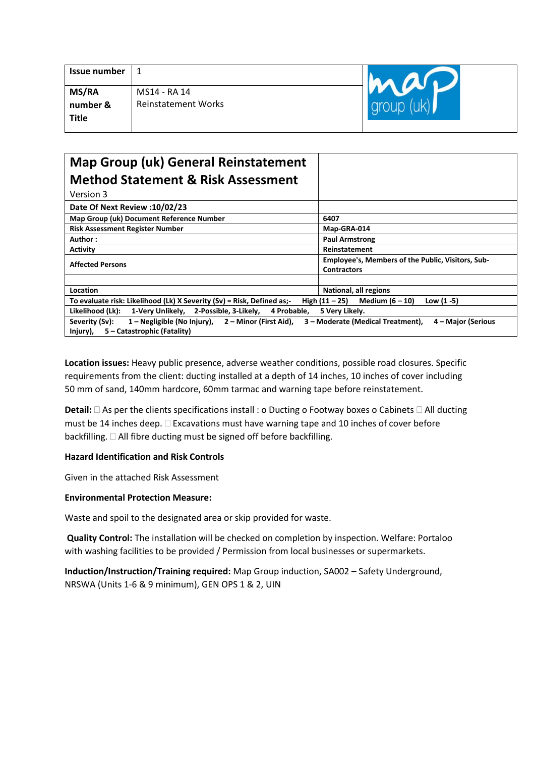| Issue number | 1 |
|---|---|
| MS/RA number & Title | MS14 - RA 14<br>Reinstatement Works |

| Map Group (uk) General Reinstatement Method Statement & Risk Assessment<br>Version 3 | |
|---|---|
| Date Of Next Review :10/02/23 | |
| Map Group (uk) Document Reference Number | 6407 |
| Risk Assessment Register Number | Map-GRA-014 |
| Author : | Paul Armstrong |
| Activity | Reinstatement |
| Affected Persons | Employee's, Members of the Public, Visitors, Sub-Contractors |
| | |
| Location | National, all regions |
| To evaluate risk: Likelihood (Lk) X Severity (Sv) = Risk, Defined as;- High (11 – 25) Medium (6 – 10) Low (1 -5) | |
| Likelihood (Lk): 1-Very Unlikely, 2-Possible, 3-Likely, 4 Probable, 5 Very Likely. | |
| Severity (Sv): 1 – Negligible (No Injury), 2 – Minor (First Aid), 3 – Moderate (Medical Treatment), 4 – Major (Serious Injury), 5 – Catastrophic (Fatality) | |

**Location issues:** Heavy public presence, adverse weather conditions, possible road closures. Specific requirements from the client: ducting installed at a depth of 14 inches, 10 inches of cover including 50 mm of sand, 140mm hardcore, 60mm tarmac and warning tape before reinstatement.

**Detail:**  As per the clients specifications install : o Ducting o Footway boxes o Cabinets  All ducting must be 14 inches deep.  Excavations must have warning tape and 10 inches of cover before backfilling.  All fibre ducting must be signed off before backfilling.

**Hazard Identification and Risk Controls**

Given in the attached Risk Assessment

**Environmental Protection Measure:**

Waste and spoil to the designated area or skip provided for waste.

**Quality Control:** The installation will be checked on completion by inspection. Welfare: Portaloo with washing facilities to be provided / Permission from local businesses or supermarkets.

**Induction/Instruction/Training required:** Map Group induction, SA002 – Safety Underground, NRSWA (Units 1-6 & 9 minimum), GEN OPS 1 & 2, UIN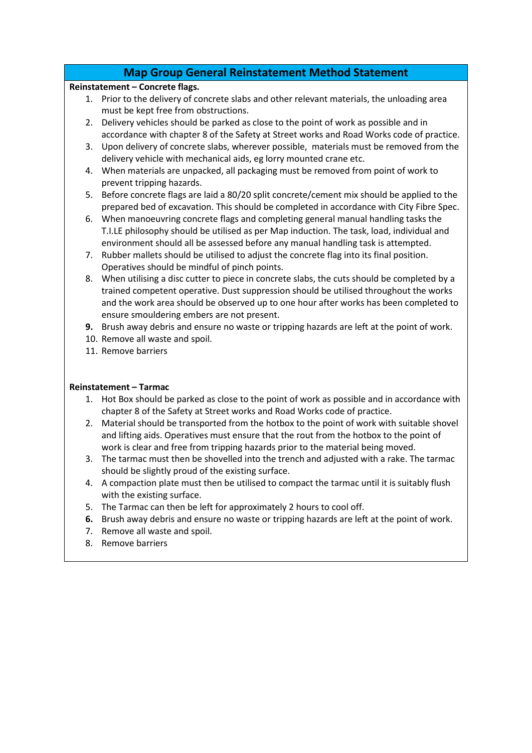## Map Group General Reinstatement Method Statement

**Reinstatement – Concrete flags.**

1. Prior to the delivery of concrete slabs and other relevant materials, the unloading area must be kept free from obstructions.
2. Delivery vehicles should be parked as close to the point of work as possible and in accordance with chapter 8 of the Safety at Street works and Road Works code of practice.
3. Upon delivery of concrete slabs, wherever possible, materials must be removed from the delivery vehicle with mechanical aids, eg lorry mounted crane etc.
4. When materials are unpacked, all packaging must be removed from point of work to prevent tripping hazards.
5. Before concrete flags are laid a 80/20 split concrete/cement mix should be applied to the prepared bed of excavation. This should be completed in accordance with City Fibre Spec.
6. When manoeuvring concrete flags and completing general manual handling tasks the T.I.LE philosophy should be utilised as per Map induction. The task, load, individual and environment should all be assessed before any manual handling task is attempted.
7. Rubber mallets should be utilised to adjust the concrete flag into its final position. Operatives should be mindful of pinch points.
8. When utilising a disc cutter to piece in concrete slabs, the cuts should be completed by a trained competent operative. Dust suppression should be utilised throughout the works and the work area should be observed up to one hour after works has been completed to ensure smouldering embers are not present.
9. Brush away debris and ensure no waste or tripping hazards are left at the point of work.
10. Remove all waste and spoil.
11. Remove barriers

**Reinstatement – Tarmac**

1. Hot Box should be parked as close to the point of work as possible and in accordance with chapter 8 of the Safety at Street works and Road Works code of practice.
2. Material should be transported from the hotbox to the point of work with suitable shovel and lifting aids. Operatives must ensure that the rout from the hotbox to the point of work is clear and free from tripping hazards prior to the material being moved.
3. The tarmac must then be shovelled into the trench and adjusted with a rake. The tarmac should be slightly proud of the existing surface.
4. A compaction plate must then be utilised to compact the tarmac until it is suitably flush with the existing surface.
5. The Tarmac can then be left for approximately 2 hours to cool off.
6. Brush away debris and ensure no waste or tripping hazards are left at the point of work.
7. Remove all waste and spoil.
8. Remove barriers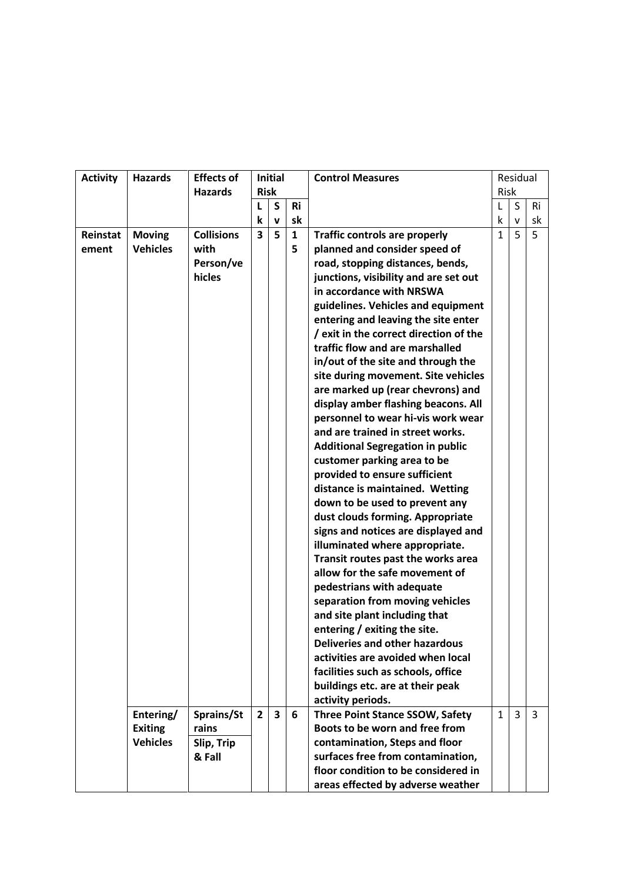| Activity | Hazards | Effects of Hazards | Initial Risk | | | Control Measures | Residual Risk | | |
|---|---|---|---|---|---|---|---|---|---|
| | | | Lk | Sv | Risk | | Lk | Sv | Risk |
| **Reinstatement** | **Moving Vehicles** | **Collisions with Person/vehicles** | **3** | **5** | **15** | **Traffic controls are properly planned and consider speed of road, stopping distances, bends, junctions, visibility and are set out in accordance with NRSWA guidelines. Vehicles and equipment entering and leaving the site enter / exit in the correct direction of the traffic flow and are marshalled in/out of the site and through the site during movement. Site vehicles are marked up (rear chevrons) and display amber flashing beacons. All personnel to wear hi-vis work wear and are trained in street works. Additional Segregation in public customer parking area to be provided to ensure sufficient distance is maintained. Wetting down to be used to prevent any dust clouds forming. Appropriate signs and notices are displayed and illuminated where appropriate. Transit routes past the works area allow for the safe movement of pedestrians with adequate separation from moving vehicles and site plant including that entering / exiting the site. Deliveries and other hazardous activities are avoided when local facilities such as schools, office buildings etc. are at their peak activity periods.** | 1 | 5 | 5 |
| | **Entering/ Exiting Vehicles** | **Sprains/Strains** **Slip, Trip & Fall** | **2** | **3** | **6** | **Three Point Stance SSOW, Safety Boots to be worn and free from contamination, Steps and floor surfaces free from contamination, floor condition to be considered in areas effected by adverse weather** | 1 | 3 | 3 |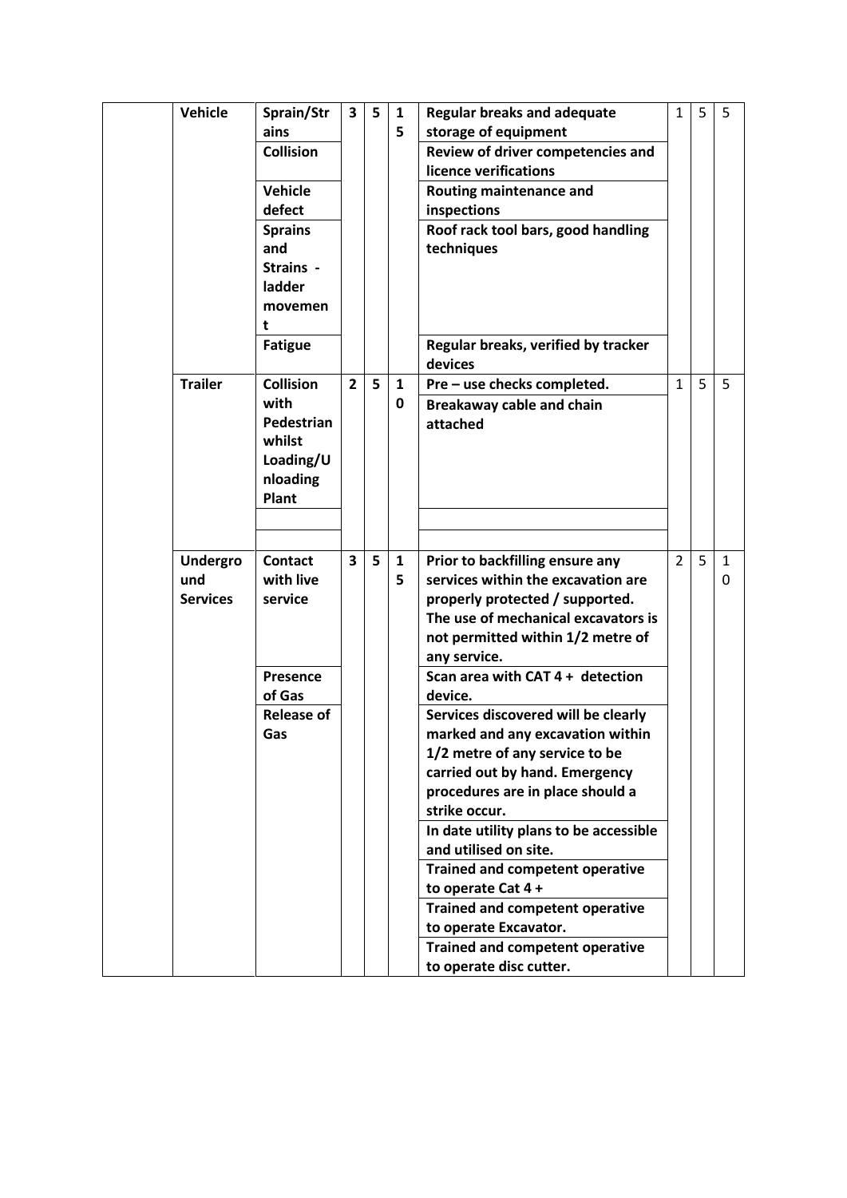| | | | | | | | | | |
|---|---|---|---|---|---|---|---|---|---|
| | **Vehicle** | **Sprain/Strains** | **3** | **5** | **15** | **Regular breaks and adequate storage of equipment** | 1 | 5 | 5 |
| | | **Collision** | | | | **Review of driver competencies and licence verifications** | | | |
| | | **Vehicle defect** | | | | **Routing maintenance and inspections** | | | |
| | | **Sprains and Strains - ladder movement** | | | | **Roof rack tool bars, good handling techniques** | | | |
| | | **Fatigue** | | | | **Regular breaks, verified by tracker devices** | | | |
| | **Trailer** | **Collision with Pedestrian whilst Loading/Unloading Plant** | **2** | **5** | **10** | **Pre – use checks completed.** | 1 | 5 | 5 |
| | | | | | | **Breakaway cable and chain attached** | | | |
| | | | | | | | | | |
| | | | | | | | | | |
| | **Underground Services** | **Contact with live service** | **3** | **5** | **15** | **Prior to backfilling ensure any services within the excavation are properly protected / supported. The use of mechanical excavators is not permitted within 1/2 metre of any service.** | 2 | 5 | 10 |
| | | **Presence of Gas** | | | | **Scan area with CAT 4 + detection device.** | | | |
| | | **Release of Gas** | | | | **Services discovered will be clearly marked and any excavation within 1/2 metre of any service to be carried out by hand. Emergency procedures are in place should a strike occur.** | | | |
| | | | | | | **In date utility plans to be accessible and utilised on site.** | | | |
| | | | | | | **Trained and competent operative to operate Cat 4 +** | | | |
| | | | | | | **Trained and competent operative to operate Excavator.** | | | |
| | | | | | | **Trained and competent operative to operate disc cutter.** | | | |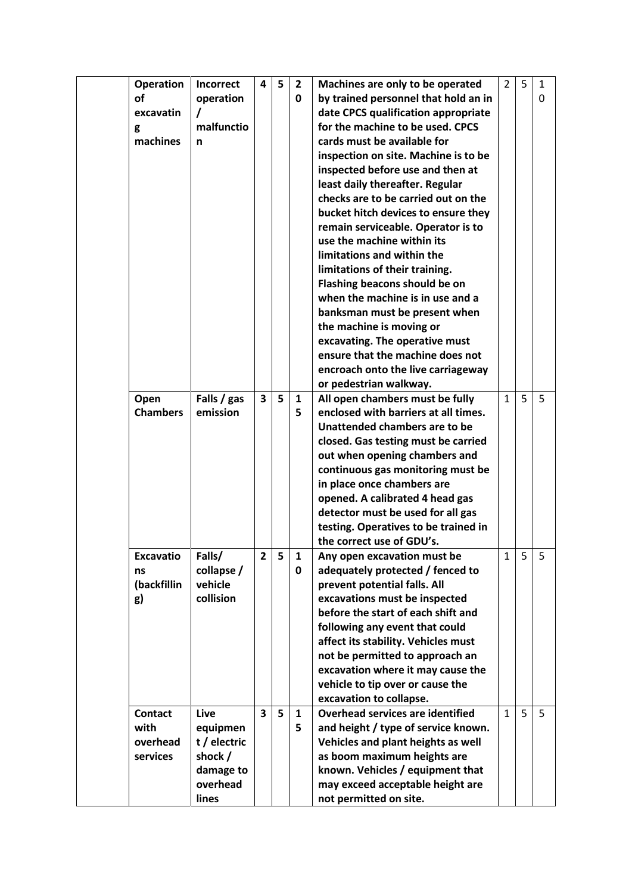| | | | | | | | | | |
|---|---|---|---|---|---|---|---|---|---|
| | **Operation of excavating machines** | **Incorrect operation / malfunction** | **4** | **5** | **20** | **Machines are only to be operated by trained personnel that hold an in date CPCS qualification appropriate for the machine to be used. CPCS cards must be available for inspection on site. Machine is to be inspected before use and then at least daily thereafter. Regular checks are to be carried out on the bucket hitch devices to ensure they remain serviceable. Operator is to use the machine within its limitations and within the limitations of their training. Flashing beacons should be on when the machine is in use and a banksman must be present when the machine is moving or excavating. The operative must ensure that the machine does not encroach onto the live carriageway or pedestrian walkway.** | 2 | 5 | 10 |
| | **Open Chambers** | **Falls / gas emission** | **3** | **5** | **15** | **All open chambers must be fully enclosed with barriers at all times. Unattended chambers are to be closed. Gas testing must be carried out when opening chambers and continuous gas monitoring must be in place once chambers are opened. A calibrated 4 head gas detector must be used for all gas testing. Operatives to be trained in the correct use of GDU's.** | 1 | 5 | 5 |
| | **Excavations (backfilling)** | **Falls/ collapse / vehicle collision** | **2** | **5** | **10** | **Any open excavation must be adequately protected / fenced to prevent potential falls. All excavations must be inspected before the start of each shift and following any event that could affect its stability. Vehicles must not be permitted to approach an excavation where it may cause the vehicle to tip over or cause the excavation to collapse.** | 1 | 5 | 5 |
| | **Contact with overhead services** | **Live equipment / electric shock / damage to overhead lines** | **3** | **5** | **15** | **Overhead services are identified and height / type of service known. Vehicles and plant heights as well as boom maximum heights are known. Vehicles / equipment that may exceed acceptable height are not permitted on site.** | 1 | 5 | 5 |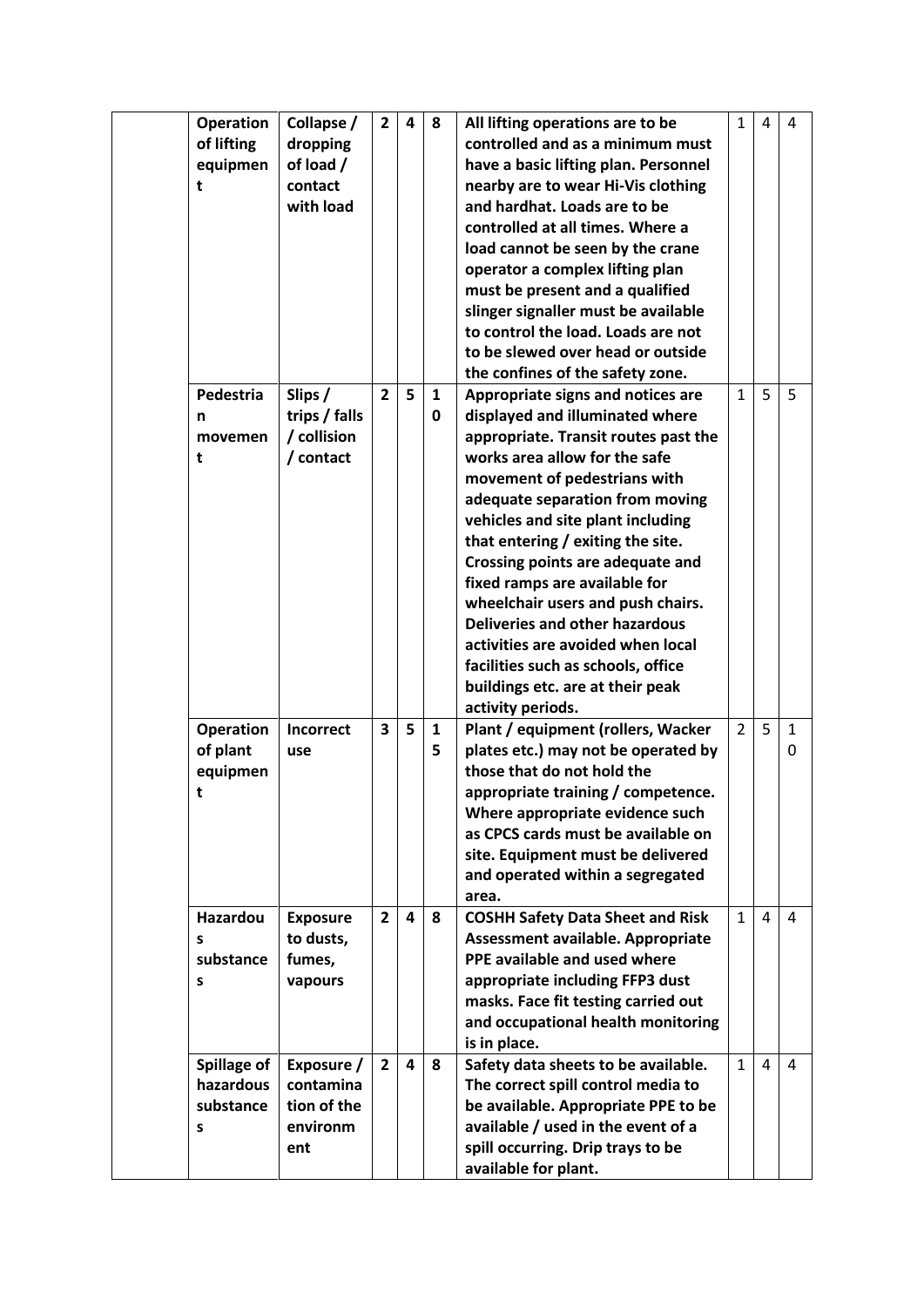| | | | | | | | | | |
|---|---|---|---|---|---|---|---|---|---|
| | **Operation of lifting equipment** | **Collapse / dropping of load / contact with load** | **2** | **4** | **8** | **All lifting operations are to be controlled and as a minimum must have a basic lifting plan. Personnel nearby are to wear Hi-Vis clothing and hardhat. Loads are to be controlled at all times. Where a load cannot be seen by the crane operator a complex lifting plan must be present and a qualified slinger signaller must be available to control the load. Loads are not to be slewed over head or outside the confines of the safety zone.** | 1 | 4 | 4 |
| | **Pedestrian movement** | **Slips / trips / falls / collision / contact** | **2** | **5** | **10** | **Appropriate signs and notices are displayed and illuminated where appropriate. Transit routes past the works area allow for the safe movement of pedestrians with adequate separation from moving vehicles and site plant including that entering / exiting the site. Crossing points are adequate and fixed ramps are available for wheelchair users and push chairs. Deliveries and other hazardous activities are avoided when local facilities such as schools, office buildings etc. are at their peak activity periods.** | 1 | 5 | 5 |
| | **Operation of plant equipment** | **Incorrect use** | **3** | **5** | **15** | **Plant / equipment (rollers, Wacker plates etc.) may not be operated by those that do not hold the appropriate training / competence. Where appropriate evidence such as CPCS cards must be available on site. Equipment must be delivered and operated within a segregated area.** | 2 | 5 | 10 |
| | **Hazardous substances** | **Exposure to dusts, fumes, vapours** | **2** | **4** | **8** | **COSHH Safety Data Sheet and Risk Assessment available. Appropriate PPE available and used where appropriate including FFP3 dust masks. Face fit testing carried out and occupational health monitoring is in place.** | 1 | 4 | 4 |
| | **Spillage of hazardous substances** | **Exposure / contamination of the environment** | **2** | **4** | **8** | **Safety data sheets to be available. The correct spill control media to be available. Appropriate PPE to be available / used in the event of a spill occurring. Drip trays to be available for plant.** | 1 | 4 | 4 |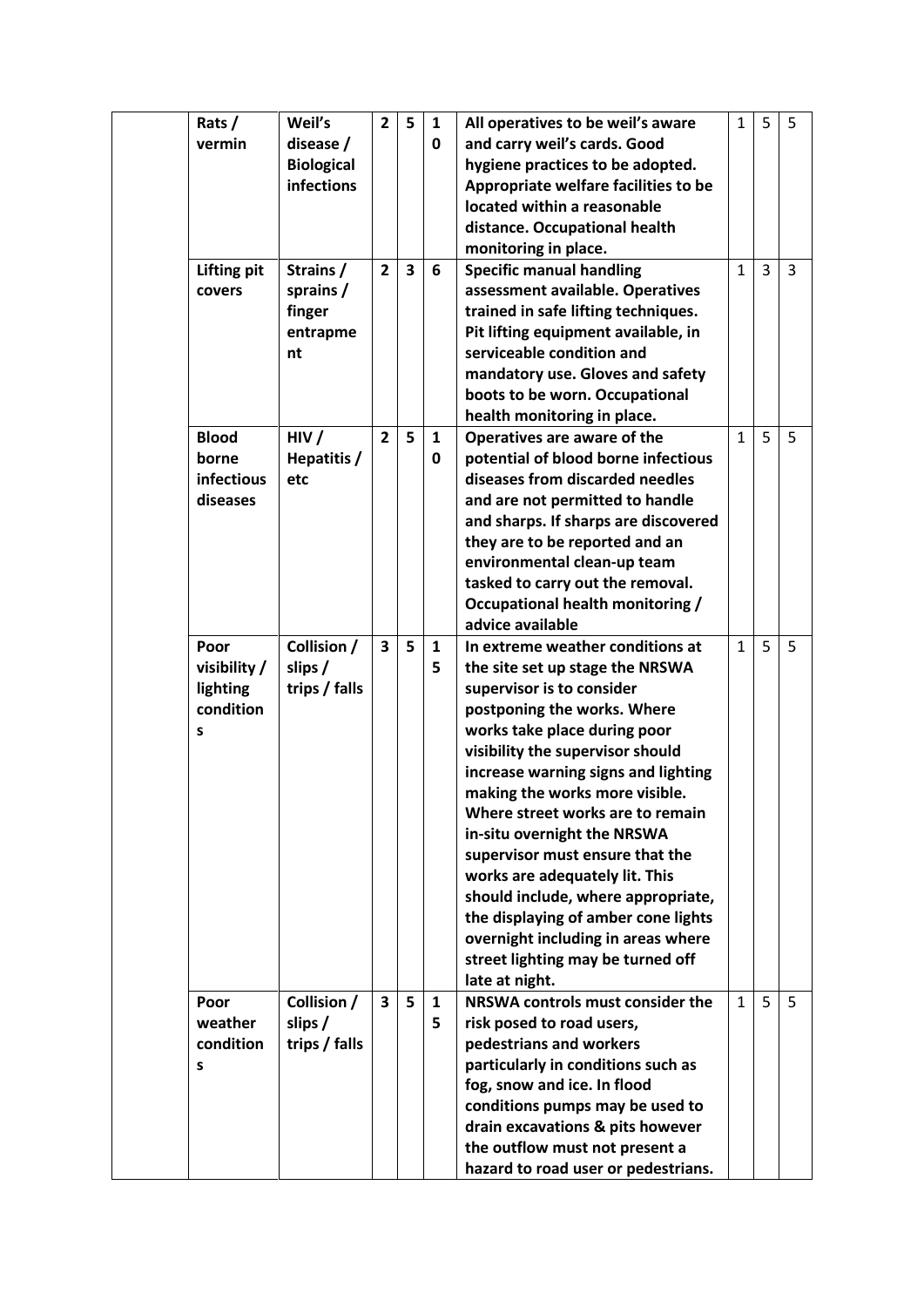| | Hazard | Harm | L | S | R | Control measures | L | S | R |
|---|---|---|---|---|---|---|---|---|---|
| | **Rats / vermin** | **Weil's disease / Biological infections** | **2** | **5** | **10** | **All operatives to be weil's aware and carry weil's cards. Good hygiene practices to be adopted. Appropriate welfare facilities to be located within a reasonable distance. Occupational health monitoring in place.** | 1 | 5 | 5 |
| | **Lifting pit covers** | **Strains / sprains / finger entrapment** | **2** | **3** | **6** | **Specific manual handling assessment available. Operatives trained in safe lifting techniques. Pit lifting equipment available, in serviceable condition and mandatory use. Gloves and safety boots to be worn. Occupational health monitoring in place.** | 1 | 3 | 3 |
| | **Blood borne infectious diseases** | **HIV / Hepatitis / etc** | **2** | **5** | **10** | **Operatives are aware of the potential of blood borne infectious diseases from discarded needles and are not permitted to handle and sharps. If sharps are discovered they are to be reported and an environmental clean-up team tasked to carry out the removal. Occupational health monitoring / advice available** | 1 | 5 | 5 |
| | **Poor visibility / lighting conditions** | **Collision / slips / trips / falls** | **3** | **5** | **15** | **In extreme weather conditions at the site set up stage the NRSWA supervisor is to consider postponing the works. Where works take place during poor visibility the supervisor should increase warning signs and lighting making the works more visible. Where street works are to remain in-situ overnight the NRSWA supervisor must ensure that the works are adequately lit. This should include, where appropriate, the displaying of amber cone lights overnight including in areas where street lighting may be turned off late at night.** | 1 | 5 | 5 |
| | **Poor weather conditions** | **Collision / slips / trips / falls** | **3** | **5** | **15** | **NRSWA controls must consider the risk posed to road users, pedestrians and workers particularly in conditions such as fog, snow and ice. In flood conditions pumps may be used to drain excavations & pits however the outflow must not present a hazard to road user or pedestrians.** | 1 | 5 | 5 |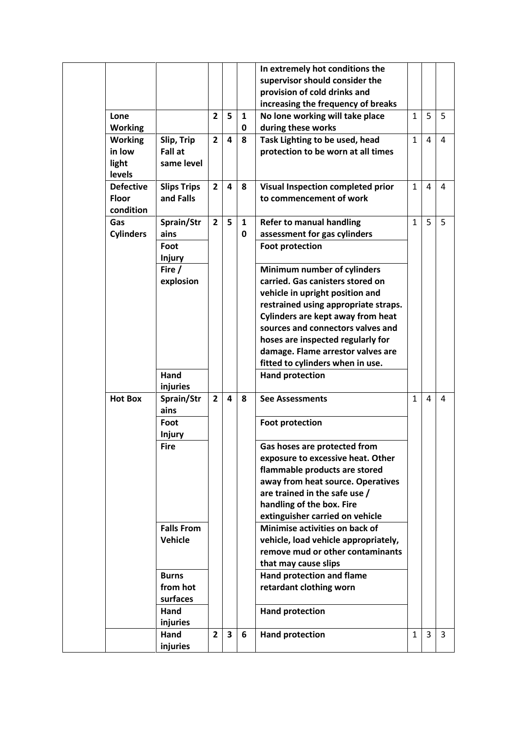| | | | | | | | | | |
|---|---|---|---|---|---|---|---|---|---|
| | | | | | **In extremely hot conditions the supervisor should consider the provision of cold drinks and increasing the frequency of breaks** | | | |
| | **Lone Working** | | **2** | **5** | **10** | **No lone working will take place during these works** | 1 | 5 | 5 |
| | **Working in low light levels** | **Slip, Trip Fall at same level** | **2** | **4** | **8** | **Task Lighting to be used, head protection to be worn at all times** | 1 | 4 | 4 |
| | **Defective Floor condition** | **Slips Trips and Falls** | **2** | **4** | **8** | **Visual Inspection completed prior to commencement of work** | 1 | 4 | 4 |
| | **Gas Cylinders** | **Sprain/Strains** | **2** | **5** | **10** | **Refer to manual handling assessment for gas cylinders** | 1 | 5 | 5 |
| | | **Foot Injury** | | | | **Foot protection** | | | |
| | | **Fire / explosion** | | | | **Minimum number of cylinders carried. Gas canisters stored on vehicle in upright position and restrained using appropriate straps. Cylinders are kept away from heat sources and connectors valves and hoses are inspected regularly for damage. Flame arrestor valves are fitted to cylinders when in use.** | | | |
| | | **Hand injuries** | | | | **Hand protection** | | | |
| | **Hot Box** | **Sprain/Strains** | **2** | **4** | **8** | **See Assessments** | 1 | 4 | 4 |
| | | **Foot Injury** | | | | **Foot protection** | | | |
| | | **Fire** | | | | **Gas hoses are protected from exposure to excessive heat. Other flammable products are stored away from heat source. Operatives are trained in the safe use / handling of the box. Fire extinguisher carried on vehicle** | | | |
| | | **Falls From Vehicle** | | | | **Minimise activities on back of vehicle, load vehicle appropriately, remove mud or other contaminants that may cause slips** | | | |
| | | **Burns from hot surfaces** | | | | **Hand protection and flame retardant clothing worn** | | | |
| | | **Hand injuries** | | | | **Hand protection** | | | |
| | | **Hand injuries** | **2** | **3** | **6** | **Hand protection** | 1 | 3 | 3 |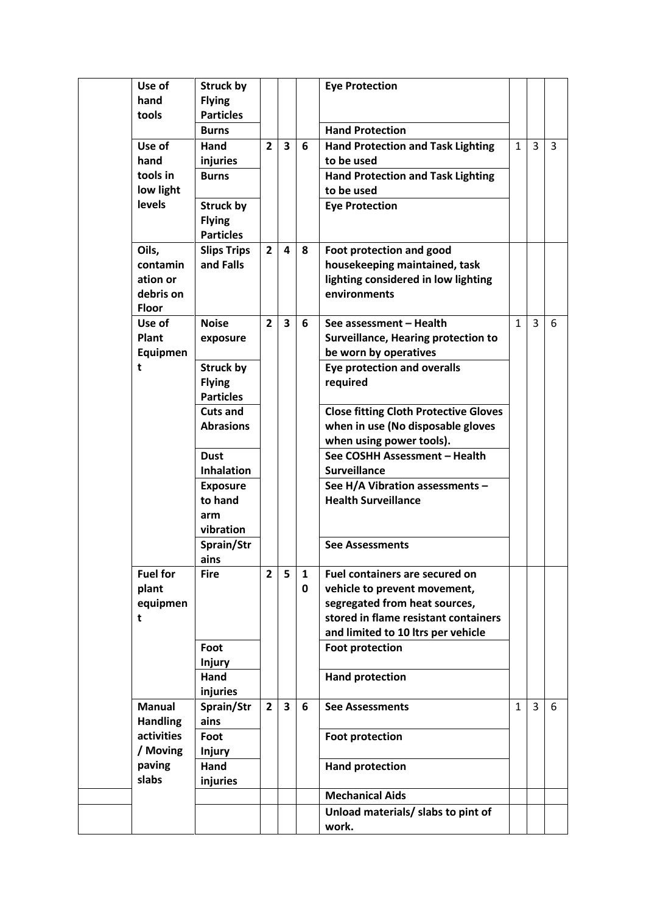| | | | | | | | | | |
|---|---|---|---|---|---|---|---|---|---|
| | **Use of hand tools** | **Struck by Flying Particles** | | | | **Eye Protection** | | | |
| | | **Burns** | | | | **Hand Protection** | | | |
| | **Use of hand tools in low light levels** | **Hand injuries** | **2** | **3** | **6** | **Hand Protection and Task Lighting to be used** | 1 | 3 | 3 |
| | | **Burns** | | | | **Hand Protection and Task Lighting to be used** | | | |
| | | **Struck by Flying Particles** | | | | **Eye Protection** | | | |
| | **Oils, contamination or debris on Floor** | **Slips Trips and Falls** | **2** | **4** | **8** | **Foot protection and good housekeeping maintained, task lighting considered in low lighting environments** | | | |
| | **Use of Plant Equipment** | **Noise exposure** | **2** | **3** | **6** | **See assessment – Health Surveillance, Hearing protection to be worn by operatives** | 1 | 3 | 6 |
| | | **Struck by Flying Particles** | | | | **Eye protection and overalls required** | | | |
| | | **Cuts and Abrasions** | | | | **Close fitting Cloth Protective Gloves when in use (No disposable gloves when using power tools).** | | | |
| | | **Dust Inhalation** | | | | **See COSHH Assessment – Health Surveillance** | | | |
| | | **Exposure to hand arm vibration** | | | | **See H/A Vibration assessments – Health Surveillance** | | | |
| | | Sprain/Strains | | | | **See Assessments** | | | |
| | **Fuel for plant equipment** | **Fire** | **2** | **5** | **10** | **Fuel containers are secured on vehicle to prevent movement, segregated from heat sources, stored in flame resistant containers and limited to 10 ltrs per vehicle** | | | |
| | | **Foot Injury** | | | | **Foot protection** | | | |
| | | **Hand injuries** | | | | **Hand protection** | | | |
| | **Manual Handling activities / Moving paving slabs** | **Sprain/Strains** | **2** | **3** | **6** | **See Assessments** | 1 | 3 | 6 |
| | | **Foot Injury** | | | | **Foot protection** | | | |
| | | **Hand injuries** | | | | **Hand protection** | | | |
| | | | | | | **Mechanical Aids** | | | |
| | | | | | | **Unload materials/ slabs to pint of work.** | | | |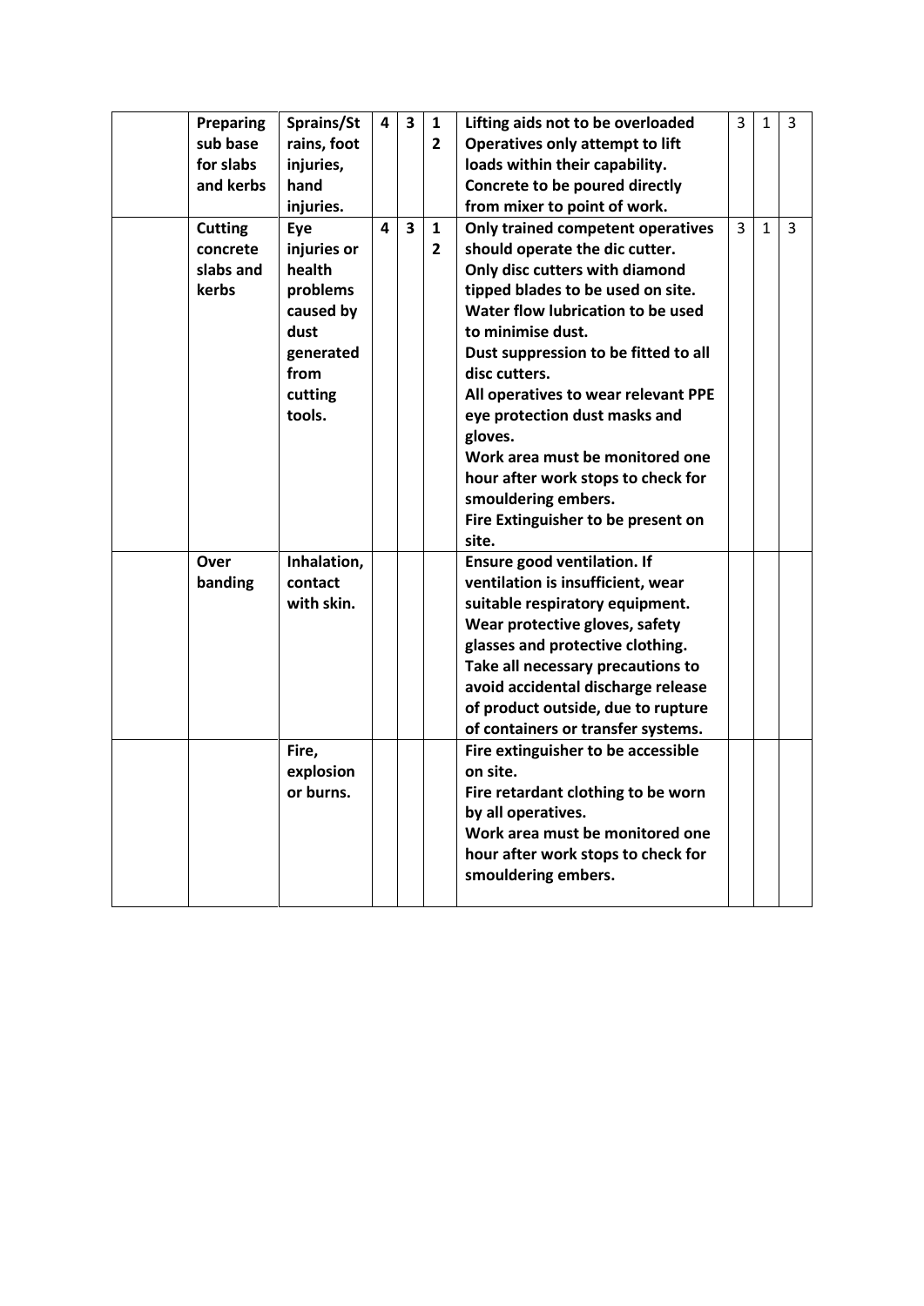| | | | | | | | | | |
|---|---|---|---|---|---|---|---|---|---|
| | **Preparing sub base for slabs and kerbs** | **Sprains/Strains, foot injuries, hand injuries.** | **4** | **3** | **12** | **Lifting aids not to be overloaded Operatives only attempt to lift loads within their capability. Concrete to be poured directly from mixer to point of work.** | 3 | 1 | 3 |
| | **Cutting concrete slabs and kerbs** | **Eye injuries or health problems caused by dust generated from cutting tools.** | **4** | **3** | **12** | **Only trained competent operatives should operate the dic cutter. Only disc cutters with diamond tipped blades to be used on site. Water flow lubrication to be used to minimise dust. Dust suppression to be fitted to all disc cutters. All operatives to wear relevant PPE eye protection dust masks and gloves. Work area must be monitored one hour after work stops to check for smouldering embers. Fire Extinguisher to be present on site.** | 3 | 1 | 3 |
| | **Over banding** | **Inhalation, contact with skin.** | | | | **Ensure good ventilation. If ventilation is insufficient, wear suitable respiratory equipment. Wear protective gloves, safety glasses and protective clothing. Take all necessary precautions to avoid accidental discharge release of product outside, due to rupture of containers or transfer systems.** | | | |
| | | **Fire, explosion or burns.** | | | | **Fire extinguisher to be accessible on site. Fire retardant clothing to be worn by all operatives. Work area must be monitored one hour after work stops to check for smouldering embers.** | | | |